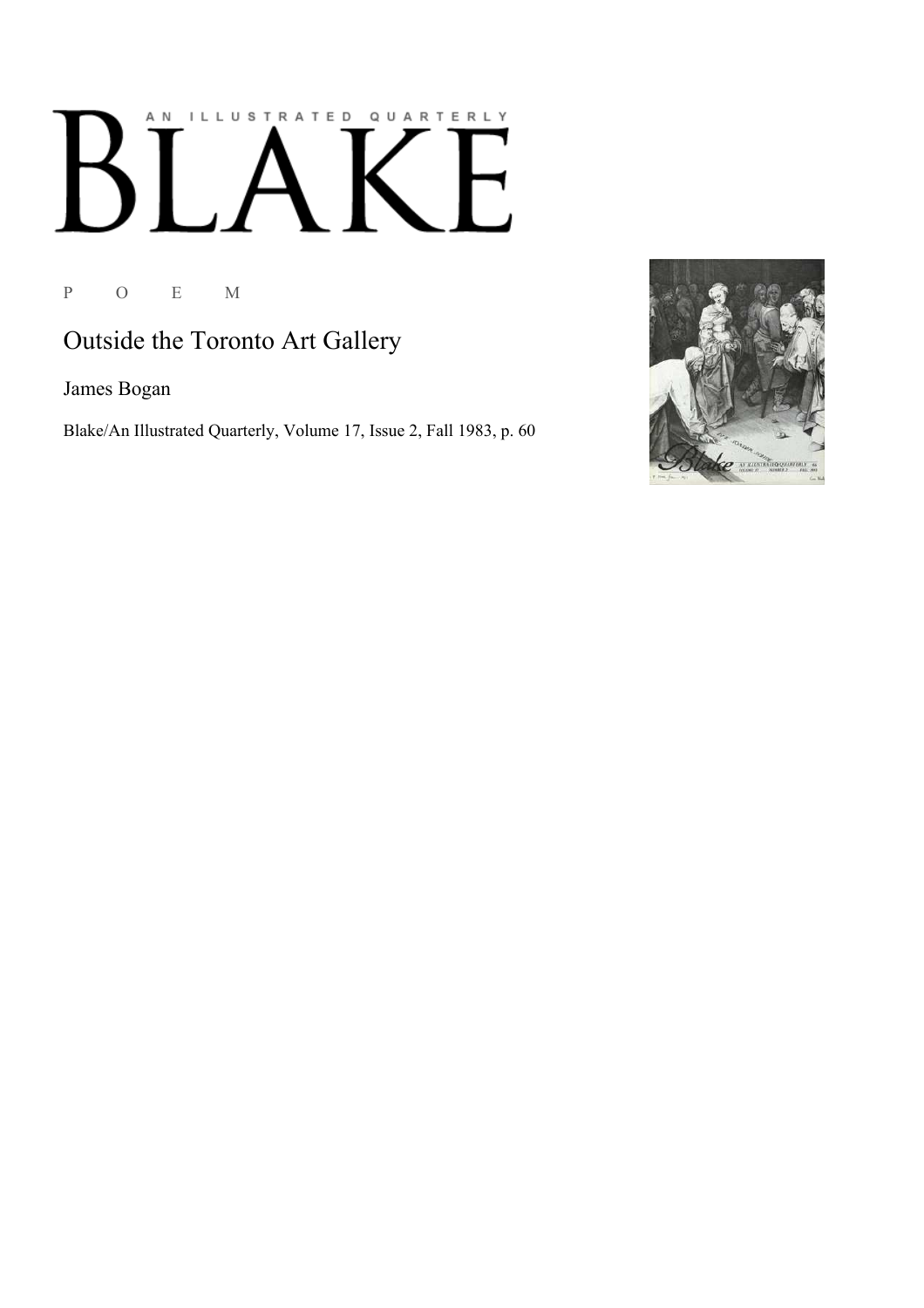AN ILLUSTRATED QUARTERLY

# BLAKE

P O E M

## Outside the Toronto Art Gallery

James Bogan

Blake/An Illustrated Quarterly, Volume 17, Issue 2, Fall 1983, p. 60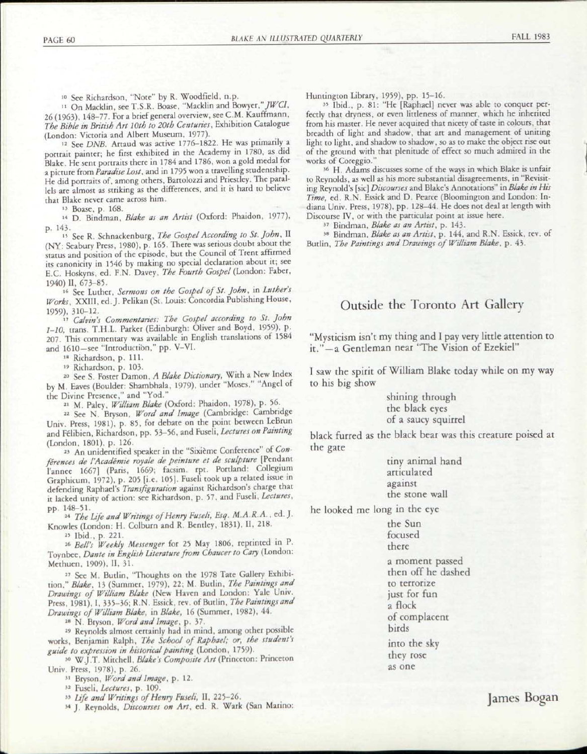[10] See Richardson, "Note" by R. Woodfield, n.p.

[11] On Macklin, see T.S.R. Boase, "Macklin and Bowyer," *JWCI*, 26 (1963), 148–77. For a brief general overview, see C.M. Kauffmann, *The Bible in British Art 10th to 20th Centuries*, Exhibition Catalogue (London: Victoria and Albert Museum, 1977).

[12] See *DNB*. Artaud was active 1776–1822. He was primarily a portrait painter; he first exhibited in the Academy in 1780, as did Blake. He sent portraits there in 1784 and 1786, won a gold medal for a picture from *Paradise Lost*, and in 1795 won a travelling studentship. He did portraits of, among others, Bartolozzi and Priestley. The parallels are almost as striking as the differences, and it is hard to believe that Blake never came across him.

[13] Boase, p. 168.

[14] D. Bindman, *Blake as an Artist* (Oxford: Phaidon, 1977), p. 143.

[15] See R. Schnackenburg, *The Gospel According to St. John*, II (NY: Seabury Press, 1980), p. 165. There was serious doubt about the status and position of the episode, but the Council of Trent affirmed its canonicity in 1546 by making no special declaration about it; see E.C. Hoskyns, ed. F.N. Davey, *The Fourth Gospel* (London: Faber, 1940) II, 673–85.

[16] See Luther, *Sermons on the Gospel of St. John*, in *Luther's Works*, XXIII, ed. J. Pelikan (St. Louis: Concordia Publishing House, 1959), 310–12.

[17] *Calvin's Commentaries: The Gospel according to St. John 1–10*, trans. T.H.L. Parker (Edinburgh: Oliver and Boyd, 1959), p. 207. This commentary was available in English translations of 1584 and 1610—see "Introduction," pp. V–VI.

[18] Richardson, p. 111.

[19] Richardson, p. 103.

[20] See S. Foster Damon, *A Blake Dictionary*, With a New Index by M. Eaves (Boulder: Shambhala, 1979), under "Moses," "Angel of the Divine Presence," and "Yod."

[21] M. Paley, *William Blake* (Oxford: Phaidon, 1978), p. 56.

[22] See N. Bryson, *Word and Image* (Cambridge: Cambridge Univ. Press, 1981), p. 85, for debate on the point between LeBrun and Félibien, Richardson, pp. 53–56, and Fuseli, *Lectures on Painting* (London, 1801), p. 126.

[23] An unidentified speaker in the "Sixième Conference" of *Conférences de l'Académie royale de peinture et de sculpture* [Pendant l'annee 1667] (Paris, 1669; facsim. rpt. Portland: Collegium Graphicum, 1972), p. 205 [i.e. 105]. Fuseli took up a related issue in defending Raphael's *Transfiguration* against Richardson's charge that it lacked unity of action: see Richardson, p. 57, and Fuseli, *Lectures*, pp. 148–51.

[24] *The Life and Writings of Henry Fuseli, Esq. M.A.R.A.*, ed. J. Knowles (London: H. Colburn and R. Bentley, 1831), II, 218.

[25] Ibid., p. 221.

[26] *Bell's Weekly Messenger* for 25 May 1806, reprinted in P. Toynbee, *Dante in English Literature from Chaucer to Cary* (London: Methuen, 1909), II, 31.

[27] See M. Butlin, "Thoughts on the 1978 Tate Gallery Exhibition," *Blake*, 13 (Summer, 1979), 22; M. Butlin, *The Paintings and Drawings of William Blake* (New Haven and London: Yale Univ. Press, 1981), I, 335–36; R.N. Essick, rev. of Butlin, *The Paintings and Drawings of William Blake*, in *Blake*, 16 (Summer, 1982), 44.

[28] N. Bryson, *Word and Image*, p. 37.

[29] Reynolds almost certainly had in mind, among other possible works, Benjamin Ralph, *The School of Raphael; or, the student's guide to expression in historical painting* (London, 1759).

[30] W.J.T. Mitchell, *Blake's Composite Art* (Princeton: Princeton Univ. Press, 1978), p. 26.

[31] Bryson, *Word and Image*, p. 12.

[32] Fuseli, *Lectures*, p. 109.

[33] *Life and Writings of Henry Fuseli*, II, 225–26.

[34] J. Reynolds, *Discourses on Art*, ed. R. Wark (San Marino: Huntington Library, 1959), pp. 15–16.

[35] Ibid., p. 81: "He [Raphael] never was able to conquer perfectly that dryness, or even littleness of manner, which he inherited from his master. He never acquired that nicety of taste in colours, that breadth of light and shadow, that art and management of uniting light to light, and shadow to shadow, so as to make the object rise out of the ground with that plenitude of effect so much admired in the works of Coreggio."

[36] H. Adams discusses some of the ways in which Blake is unfair to Reynolds, as well as his more substantial disagreements, in "Revisiting Reynold's [sic] *Discourses* and Blake's Annotations" in *Blake in His Time*, ed. R.N. Essick and D. Pearce (Bloomington and London: Indiana Univ. Press, 1978), pp. 128–44. He does not deal at length with Discourse IV, or with the particular point at issue here.

[37] Bindman, *Blake as an Artist*, p. 143.

[38] Bindman, *Blake as an Artist*, p. 144, and R.N. Essick, rev. of Butlin, *The Paintings and Drawings of William Blake*, p. 43.

## Outside the Toronto Art Gallery

"Mysticism isn't my thing and I pay very little attention to it."—a Gentleman near "The Vision of Ezekiel"

I saw the spirit of William Blake today while on my way to his big show

shining through  
the black eyes  
of a saucy squirrel

black furred as the black bear was this creature poised at the gate

tiny animal hand  
articulated  
against  
the stone wall

he looked me long in the eye

the Sun  
focused  
there

a moment passed  
then off he dashed  
to terrorize  
just for fun  
a flock  
of complacent  
birds

into the sky  
they rose  
as one

James Bogan